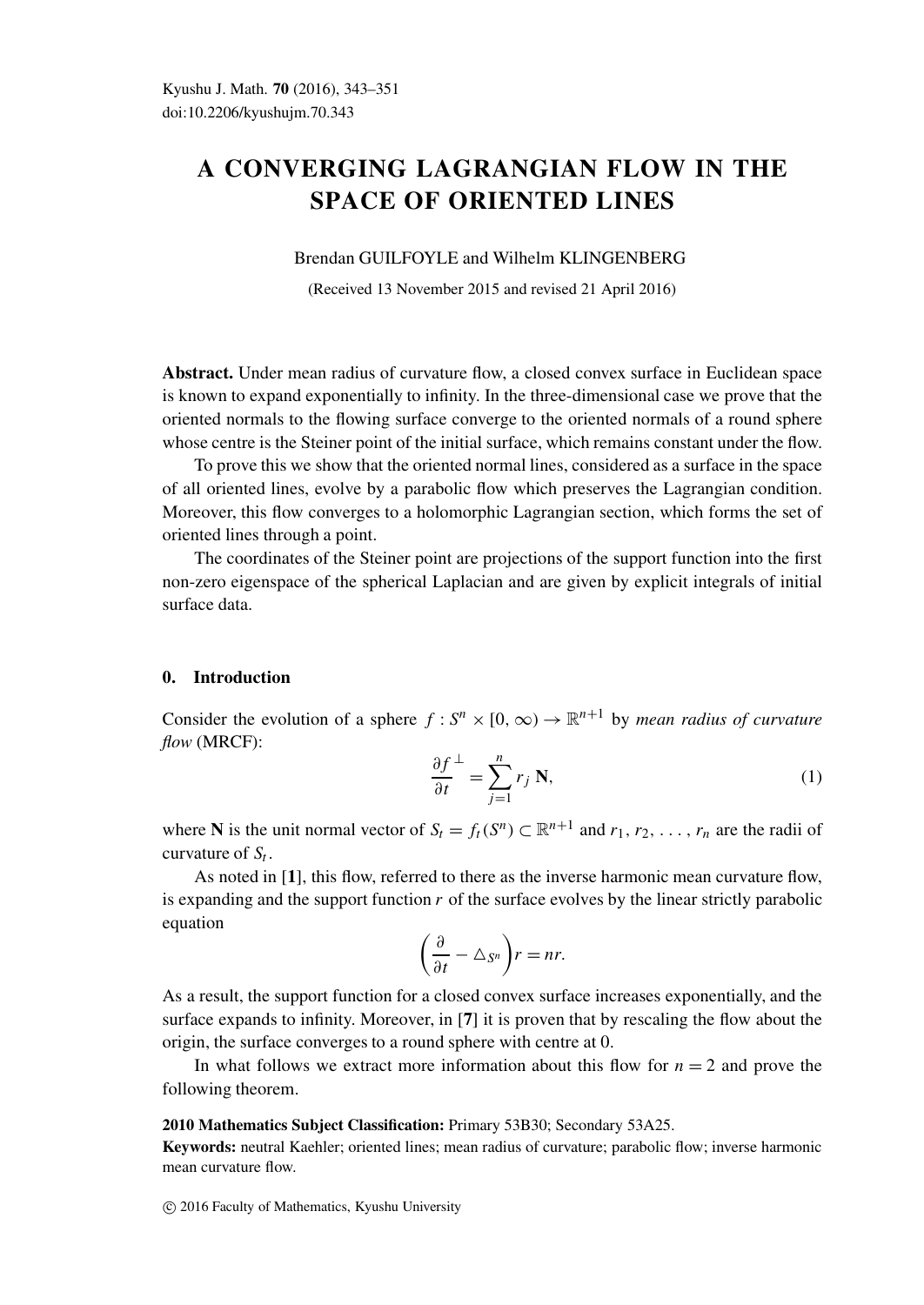# A CONVERGING LAGRANGIAN FLOW IN THE SPACE OF ORIENTED LINES

Brendan GUILFOYLE and Wilhelm KLINGENBERG

(Received 13 November 2015 and revised 21 April 2016)

**Abstract.** Under mean radius of curvature flow, a closed convex surface in Euclidean space is known to expand exponentially to infinity. In the three-dimensional case we prove that the oriented normals to the flowing surface converge to the oriented normals of a round sphere whose centre is the Steiner point of the initial surface, which remains constant under the flow.

To prove this we show that the oriented normal lines, considered as a surface in the space of all oriented lines, evolve by a parabolic flow which preserves the Lagrangian condition. Moreover, this flow converges to a holomorphic Lagrangian section, which forms the set of oriented lines through a point.

The coordinates of the Steiner point are projections of the support function into the first non-zero eigenspace of the spherical Laplacian and are given by explicit integrals of initial surface data.

## 0. Introduction

Consider the evolution of a sphere $f : S^n \times [0, \infty) \to \mathbb{R}^{n+1}$ by *mean radius of curvature flow* (MRCF):

$$\frac{\partial f}{\partial t}^{\perp} = \sum_{j=1}^{n} r_j \, \mathbf{N}, \tag{1}$$

where $\mathbf{N}$ is the unit normal vector of $S_t = f_t(S^n) \subset \mathbb{R}^{n+1}$ and $r_1, r_2, \ldots, r_n$ are the radii of curvature of $S_t$.

As noted in [**1**], this flow, referred to there as the inverse harmonic mean curvature flow, is expanding and the support function $r$ of the surface evolves by the linear strictly parabolic equation

$$\left(\frac{\partial}{\partial t} - \triangle_{S^n}\right) r = nr.$$

As a result, the support function for a closed convex surface increases exponentially, and the surface expands to infinity. Moreover, in [**7**] it is proven that by rescaling the flow about the origin, the surface converges to a round sphere with centre at 0.

In what follows we extract more information about this flow for $n = 2$ and prove the following theorem.

**2010 Mathematics Subject Classification:** Primary 53B30; Secondary 53A25.

**Keywords:** neutral Kaehler; oriented lines; mean radius of curvature; parabolic flow; inverse harmonic mean curvature flow.

© 2016 Faculty of Mathematics, Kyushu University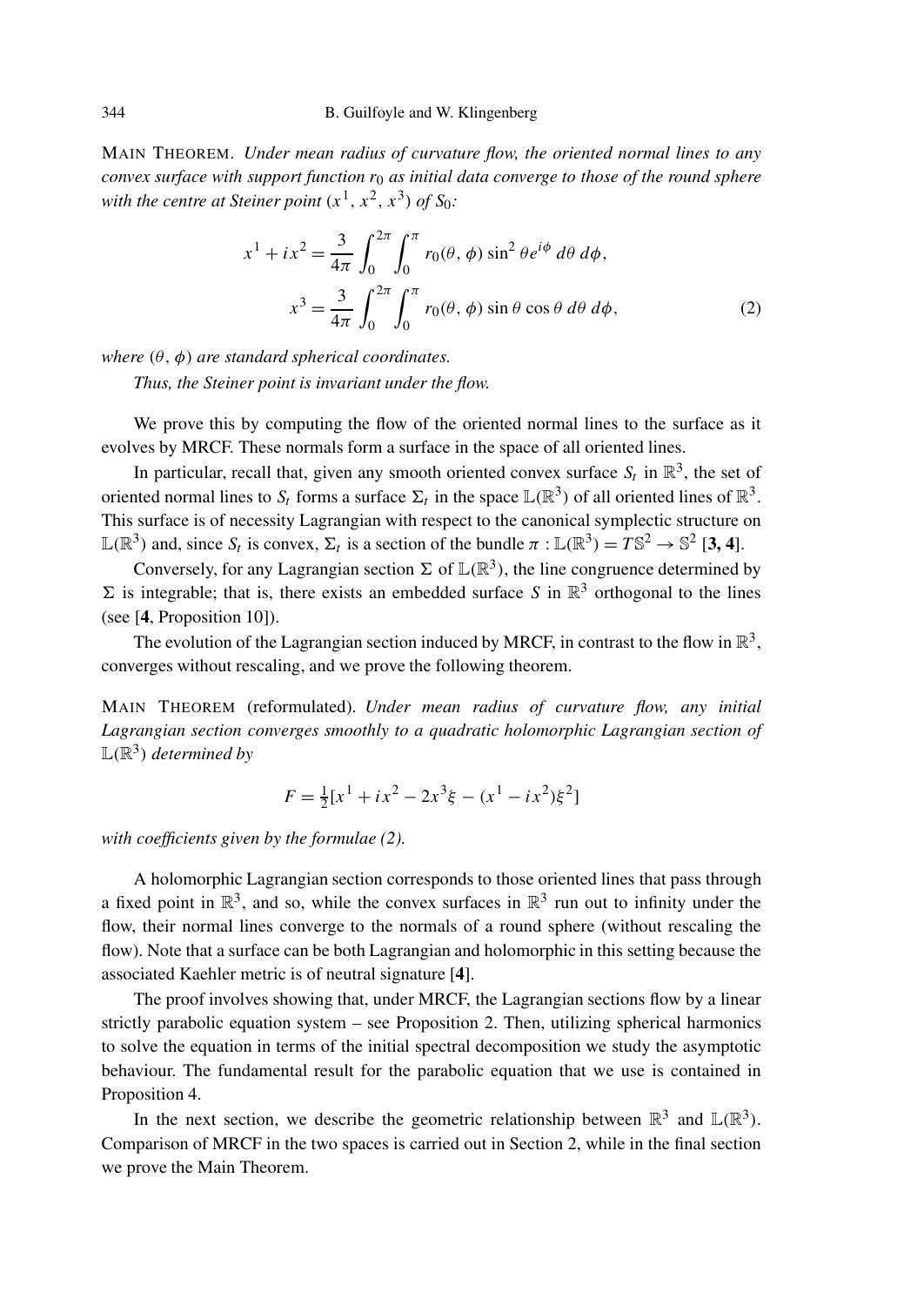MAIN THEOREM. *Under mean radius of curvature flow, the oriented normal lines to any convex surface with support function $r_0$ as initial data converge to those of the round sphere with the centre at Steiner point $(x^1, x^2, x^3)$ of $S_0$:*

$$
\begin{aligned}
x^1 + ix^2 &= \frac{3}{4\pi}\int_0^{2\pi}\int_0^{\pi} r_0(\theta,\phi)\sin^2\theta e^{i\phi}\, d\theta\, d\phi,\\
x^3 &= \frac{3}{4\pi}\int_0^{2\pi}\int_0^{\pi} r_0(\theta,\phi)\sin\theta\cos\theta\, d\theta\, d\phi,
\end{aligned}
\tag{2}
$$

*where $(\theta, \phi)$ are standard spherical coordinates.*

*Thus, the Steiner point is invariant under the flow.*

We prove this by computing the flow of the oriented normal lines to the surface as it evolves by MRCF. These normals form a surface in the space of all oriented lines.

In particular, recall that, given any smooth oriented convex surface $S_t$ in $\mathbb{R}^3$, the set of oriented normal lines to $S_t$ forms a surface $\Sigma_t$ in the space $\mathbb{L}(\mathbb{R}^3)$ of all oriented lines of $\mathbb{R}^3$. This surface is of necessity Lagrangian with respect to the canonical symplectic structure on $\mathbb{L}(\mathbb{R}^3)$ and, since $S_t$ is convex, $\Sigma_t$ is a section of the bundle $\pi : \mathbb{L}(\mathbb{R}^3) = T\mathbb{S}^2 \to \mathbb{S}^2$ [**3, 4**].

Conversely, for any Lagrangian section $\Sigma$ of $\mathbb{L}(\mathbb{R}^3)$, the line congruence determined by $\Sigma$ is integrable; that is, there exists an embedded surface $S$ in $\mathbb{R}^3$ orthogonal to the lines (see [**4**, Proposition 10]).

The evolution of the Lagrangian section induced by MRCF, in contrast to the flow in $\mathbb{R}^3$, converges without rescaling, and we prove the following theorem.

MAIN THEOREM (reformulated). *Under mean radius of curvature flow, any initial Lagrangian section converges smoothly to a quadratic holomorphic Lagrangian section of $\mathbb{L}(\mathbb{R}^3)$ determined by*

$$
F = \tfrac{1}{2}[x^1 + ix^2 - 2x^3\xi - (x^1 - ix^2)\xi^2]
$$

*with coefficients given by the formulae (2).*

A holomorphic Lagrangian section corresponds to those oriented lines that pass through a fixed point in $\mathbb{R}^3$, and so, while the convex surfaces in $\mathbb{R}^3$ run out to infinity under the flow, their normal lines converge to the normals of a round sphere (without rescaling the flow). Note that a surface can be both Lagrangian and holomorphic in this setting because the associated Kaehler metric is of neutral signature [**4**].

The proof involves showing that, under MRCF, the Lagrangian sections flow by a linear strictly parabolic equation system – see Proposition 2. Then, utilizing spherical harmonics to solve the equation in terms of the initial spectral decomposition we study the asymptotic behaviour. The fundamental result for the parabolic equation that we use is contained in Proposition 4.

In the next section, we describe the geometric relationship between $\mathbb{R}^3$ and $\mathbb{L}(\mathbb{R}^3)$. Comparison of MRCF in the two spaces is carried out in Section 2, while in the final section we prove the Main Theorem.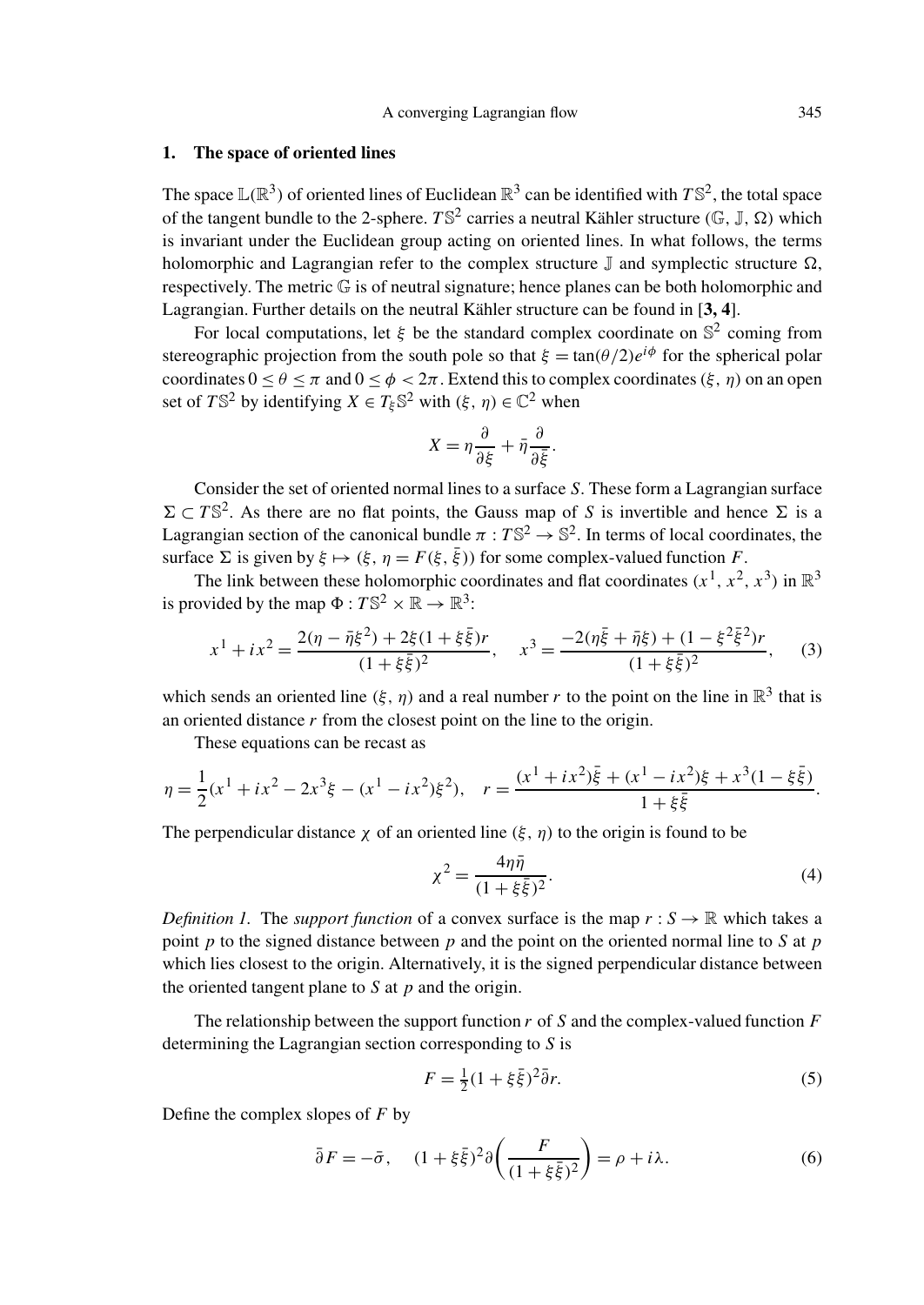## 1. The space of oriented lines

The space $\mathbb{L}(\mathbb{R}^3)$ of oriented lines of Euclidean $\mathbb{R}^3$ can be identified with $T\mathbb{S}^2$, the total space of the tangent bundle to the 2-sphere. $T\mathbb{S}^2$ carries a neutral Kähler structure $(\mathbb{G}, \mathbb{J}, \Omega)$ which is invariant under the Euclidean group acting on oriented lines. In what follows, the terms holomorphic and Lagrangian refer to the complex structure $\mathbb{J}$ and symplectic structure $\Omega$, respectively. The metric $\mathbb{G}$ is of neutral signature; hence planes can be both holomorphic and Lagrangian. Further details on the neutral Kähler structure can be found in [**3, 4**].

For local computations, let $\xi$ be the standard complex coordinate on $\mathbb{S}^2$ coming from stereographic projection from the south pole so that $\xi = \tan(\theta/2)e^{i\phi}$ for the spherical polar coordinates $0 \leq \theta \leq \pi$ and $0 \leq \phi < 2\pi$. Extend this to complex coordinates $(\xi, \eta)$ on an open set of $T\mathbb{S}^2$ by identifying $X \in T_\xi\mathbb{S}^2$ with $(\xi, \eta) \in \mathbb{C}^2$ when

$$X = \eta\frac{\partial}{\partial\xi} + \bar{\eta}\frac{\partial}{\partial\bar{\xi}}.$$

Consider the set of oriented normal lines to a surface $S$. These form a Lagrangian surface $\Sigma \subset T\mathbb{S}^2$. As there are no flat points, the Gauss map of $S$ is invertible and hence $\Sigma$ is a Lagrangian section of the canonical bundle $\pi : T\mathbb{S}^2 \to \mathbb{S}^2$. In terms of local coordinates, the surface $\Sigma$ is given by $\xi \mapsto (\xi, \eta = F(\xi, \bar{\xi}))$ for some complex-valued function $F$.

The link between these holomorphic coordinates and flat coordinates $(x^1, x^2, x^3)$ in $\mathbb{R}^3$ is provided by the map $\Phi : T\mathbb{S}^2 \times \mathbb{R} \to \mathbb{R}^3$:

$$x^1 + ix^2 = \frac{2(\eta - \bar{\eta}\xi^2) + 2\xi(1 + \xi\bar{\xi})r}{(1 + \xi\bar{\xi})^2}, \quad x^3 = \frac{-2(\eta\bar{\xi} + \bar{\eta}\xi) + (1 - \xi^2\bar{\xi}^2)r}{(1 + \xi\bar{\xi})^2}, \tag{3}$$

which sends an oriented line $(\xi, \eta)$ and a real number $r$ to the point on the line in $\mathbb{R}^3$ that is an oriented distance $r$ from the closest point on the line to the origin.

These equations can be recast as

$$\eta = \frac{1}{2}(x^1 + ix^2 - 2x^3\xi - (x^1 - ix^2)\xi^2), \quad r = \frac{(x^1 + ix^2)\bar{\xi} + (x^1 - ix^2)\xi + x^3(1 - \xi\bar{\xi})}{1 + \xi\bar{\xi}}.$$

The perpendicular distance $\chi$ of an oriented line $(\xi, \eta)$ to the origin is found to be

$$\chi^2 = \frac{4\eta\bar{\eta}}{(1 + \xi\bar{\xi})^2}. \tag{4}$$

*Definition 1.* The *support function* of a convex surface is the map $r : S \to \mathbb{R}$ which takes a point $p$ to the signed distance between $p$ and the point on the oriented normal line to $S$ at $p$ which lies closest to the origin. Alternatively, it is the signed perpendicular distance between the oriented tangent plane to $S$ at $p$ and the origin.

The relationship between the support function $r$ of $S$ and the complex-valued function $F$ determining the Lagrangian section corresponding to $S$ is

$$F = \tfrac{1}{2}(1 + \xi\bar{\xi})^2\bar{\partial}r. \tag{5}$$

Define the complex slopes of $F$ by

$$\bar{\partial}F = -\bar{\sigma}, \quad (1 + \xi\bar{\xi})^2\partial\left(\frac{F}{(1 + \xi\bar{\xi})^2}\right) = \rho + i\lambda. \tag{6}$$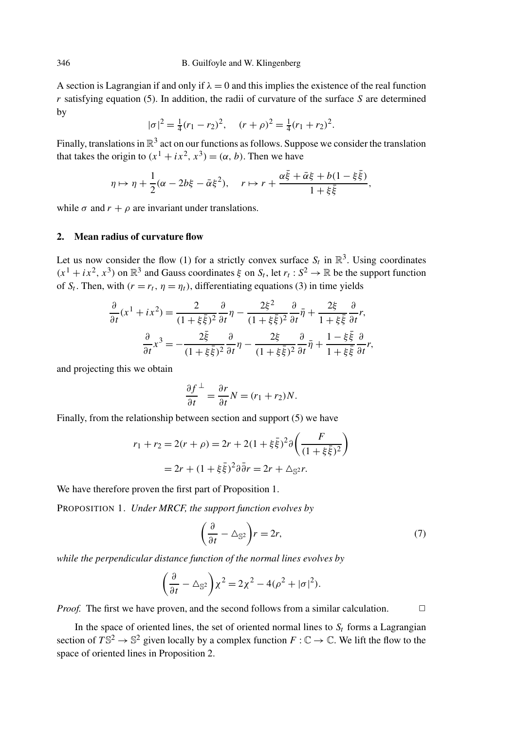A section is Lagrangian if and only if $\lambda = 0$ and this implies the existence of the real function $r$ satisfying equation (5). In addition, the radii of curvature of the surface $S$ are determined by

$$|\sigma|^2 = \tfrac{1}{4}(r_1 - r_2)^2, \quad (r + \rho)^2 = \tfrac{1}{4}(r_1 + r_2)^2.$$

Finally, translations in $\mathbb{R}^3$ act on our functions as follows. Suppose we consider the translation that takes the origin to $(x^1 + ix^2, x^3) = (\alpha, b)$. Then we have

$$\eta \mapsto \eta + \frac{1}{2}(\alpha - 2b\xi - \bar{\alpha}\xi^2), \quad r \mapsto r + \frac{\alpha\bar{\xi} + \bar{\alpha}\xi + b(1 - \xi\bar{\xi})}{1 + \xi\bar{\xi}},$$

while $\sigma$ and $r + \rho$ are invariant under translations.

## 2. Mean radius of curvature flow

Let us now consider the flow (1) for a strictly convex surface $S_t$ in $\mathbb{R}^3$. Using coordinates $(x^1 + ix^2, x^3)$ on $\mathbb{R}^3$ and Gauss coordinates $\xi$ on $S_t$, let $r_t : S^2 \to \mathbb{R}$ be the support function of $S_t$. Then, with $(r = r_t, \eta = \eta_t)$, differentiating equations (3) in time yields

$$\frac{\partial}{\partial t}(x^1 + ix^2) = \frac{2}{(1 + \xi\bar{\xi})^2}\frac{\partial}{\partial t}\eta - \frac{2\xi^2}{(1 + \xi\bar{\xi})^2}\frac{\partial}{\partial t}\bar{\eta} + \frac{2\xi}{1 + \xi\bar{\xi}}\frac{\partial}{\partial t}r,$$

$$\frac{\partial}{\partial t}x^3 = -\frac{2\bar{\xi}}{(1 + \xi\bar{\xi})^2}\frac{\partial}{\partial t}\eta - \frac{2\xi}{(1 + \xi\bar{\xi})^2}\frac{\partial}{\partial t}\bar{\eta} + \frac{1 - \xi\bar{\xi}}{1 + \xi\bar{\xi}}\frac{\partial}{\partial t}r,$$

and projecting this we obtain

$$\frac{\partial f^{\perp}}{\partial t} = \frac{\partial r}{\partial t}N = (r_1 + r_2)N.$$

Finally, from the relationship between section and support (5) we have

$$\begin{aligned} r_1 + r_2 = 2(r + \rho) &= 2r + 2(1 + \xi\bar{\xi})^2\partial\left(\frac{F}{(1 + \xi\bar{\xi})^2}\right) \\ &= 2r + (1 + \xi\bar{\xi})^2\partial\bar{\partial}r = 2r + \triangle_{\mathbb{S}^2}r. \end{aligned}$$

We have therefore proven the first part of Proposition 1.

PROPOSITION 1. *Under MRCF, the support function evolves by*

$$\left(\frac{\partial}{\partial t} - \triangle_{\mathbb{S}^2}\right)r = 2r, \tag{7}$$

*while the perpendicular distance function of the normal lines evolves by*

$$\left(\frac{\partial}{\partial t} - \triangle_{\mathbb{S}^2}\right)\chi^2 = 2\chi^2 - 4(\rho^2 + |\sigma|^2).$$

*Proof.* The first we have proven, and the second follows from a similar calculation. □

In the space of oriented lines, the set of oriented normal lines to $S_t$ forms a Lagrangian section of $T\mathbb{S}^2 \to \mathbb{S}^2$ given locally by a complex function $F : \mathbb{C} \to \mathbb{C}$. We lift the flow to the space of oriented lines in Proposition 2.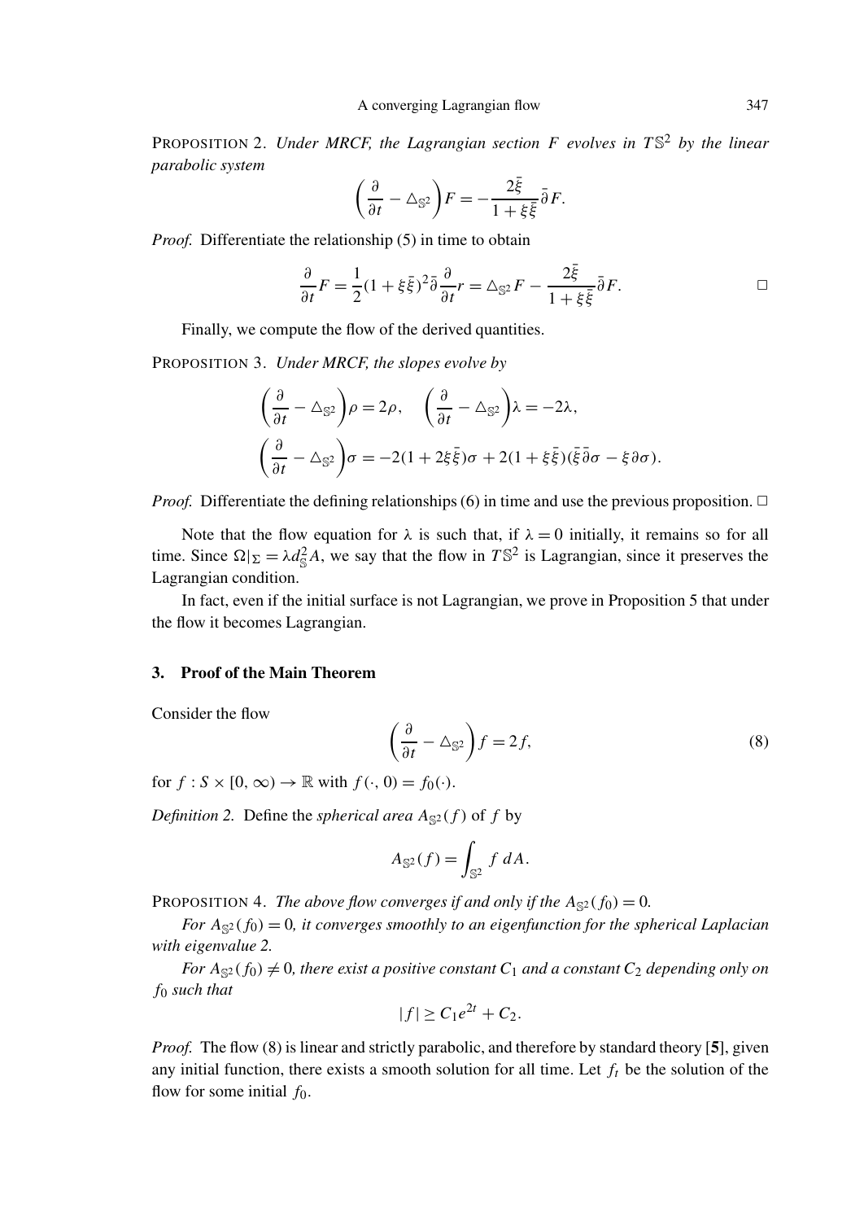PROPOSITION 2. *Under MRCF, the Lagrangian section $F$ evolves in $T\mathbb{S}^2$ by the linear parabolic system*

$$\left(\frac{\partial}{\partial t} - \triangle_{\mathbb{S}^2}\right)F = -\frac{2\bar{\xi}}{1+\xi\bar{\xi}}\bar{\partial}F.$$

*Proof.* Differentiate the relationship (5) in time to obtain

$$\frac{\partial}{\partial t}F = \frac{1}{2}(1+\xi\bar{\xi})^2\bar{\partial}\frac{\partial}{\partial t}r = \triangle_{\mathbb{S}^2}F - \frac{2\bar{\xi}}{1+\xi\bar{\xi}}\bar{\partial}F. \qquad \square$$

Finally, we compute the flow of the derived quantities.

PROPOSITION 3. *Under MRCF, the slopes evolve by*

$$\left(\frac{\partial}{\partial t} - \triangle_{\mathbb{S}^2}\right)\rho = 2\rho, \quad \left(\frac{\partial}{\partial t} - \triangle_{\mathbb{S}^2}\right)\lambda = -2\lambda,$$

$$\left(\frac{\partial}{\partial t} - \triangle_{\mathbb{S}^2}\right)\sigma = -2(1+2\xi\bar{\xi})\sigma + 2(1+\xi\bar{\xi})(\bar{\xi}\bar{\partial}\sigma - \xi\partial\sigma).$$

*Proof.* Differentiate the defining relationships (6) in time and use the previous proposition. $\square$

Note that the flow equation for $\lambda$ is such that, if $\lambda = 0$ initially, it remains so for all time. Since $\Omega|_\Sigma = \lambda d^2_{\mathbb{S}}A$, we say that the flow in $T\mathbb{S}^2$ is Lagrangian, since it preserves the Lagrangian condition.

In fact, even if the initial surface is not Lagrangian, we prove in Proposition 5 that under the flow it becomes Lagrangian.

## 3. Proof of the Main Theorem

Consider the flow

$$\left(\frac{\partial}{\partial t} - \triangle_{\mathbb{S}^2}\right)f = 2f, \tag{8}$$

for $f : S \times [0, \infty) \to \mathbb{R}$ with $f(\cdot, 0) = f_0(\cdot)$.

*Definition 2.* Define the *spherical area* $A_{\mathbb{S}^2}(f)$ of $f$ by

$$A_{\mathbb{S}^2}(f) = \int_{\mathbb{S}^2} f\, dA.$$

PROPOSITION 4. *The above flow converges if and only if the $A_{\mathbb{S}^2}(f_0) = 0$.*

*For $A_{\mathbb{S}^2}(f_0) = 0$, it converges smoothly to an eigenfunction for the spherical Laplacian with eigenvalue 2.*

*For $A_{\mathbb{S}^2}(f_0) \neq 0$, there exist a positive constant $C_1$ and a constant $C_2$ depending only on $f_0$ such that*

$$|f| \geq C_1 e^{2t} + C_2.$$

*Proof.* The flow (8) is linear and strictly parabolic, and therefore by standard theory [**5**], given any initial function, there exists a smooth solution for all time. Let $f_t$ be the solution of the flow for some initial $f_0$.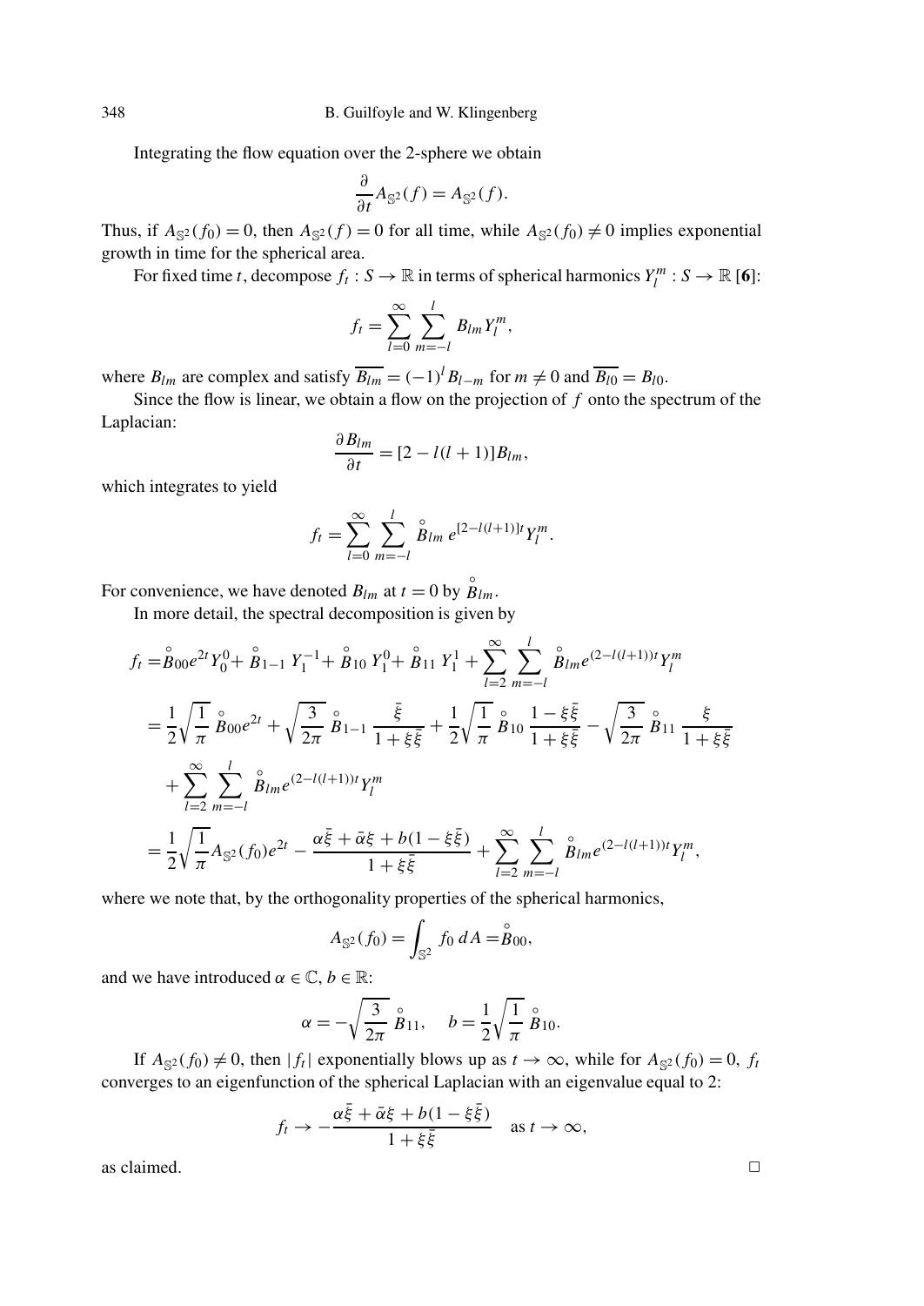Integrating the flow equation over the 2-sphere we obtain

$$\frac{\partial}{\partial t} A_{\mathbb{S}^2}(f) = A_{\mathbb{S}^2}(f).$$

Thus, if $A_{\mathbb{S}^2}(f_0) = 0$, then $A_{\mathbb{S}^2}(f) = 0$ for all time, while $A_{\mathbb{S}^2}(f_0) \neq 0$ implies exponential growth in time for the spherical area.

For fixed time $t$, decompose $f_t : S \to \mathbb{R}$ in terms of spherical harmonics $Y_l^m : S \to \mathbb{R}$ [**6**]:

$$f_t = \sum_{l=0}^{\infty} \sum_{m=-l}^{l} B_{lm} Y_l^m,$$

where $B_{lm}$ are complex and satisfy $\overline{B_{lm}} = (-1)^l B_{l-m}$ for $m \neq 0$ and $\overline{B_{l0}} = B_{l0}$.

Since the flow is linear, we obtain a flow on the projection of $f$ onto the spectrum of the Laplacian:

$$\frac{\partial B_{lm}}{\partial t} = [2 - l(l+1)] B_{lm},$$

which integrates to yield

$$f_t = \sum_{l=0}^{\infty} \sum_{m=-l}^{l} \overset{\circ}{B}_{lm} \, e^{[2-l(l+1)]t} Y_l^m.$$

For convenience, we have denoted $B_{lm}$ at $t = 0$ by $\overset{\circ}{B}_{lm}$.

In more detail, the spectral decomposition is given by

$$\begin{aligned}
f_t =& \overset{\circ}{B}_{00} e^{2t} Y_0^0 + \overset{\circ}{B}_{1-1} \, Y_1^{-1} + \overset{\circ}{B}_{10} \, Y_1^0 + \overset{\circ}{B}_{11} \, Y_1^1 + \sum_{l=2}^{\infty} \sum_{m=-l}^{l} \overset{\circ}{B}_{lm} e^{(2-l(l+1))t} Y_l^m \\
=& \frac{1}{2}\sqrt{\frac{1}{\pi}} \, \overset{\circ}{B}_{00} e^{2t} + \sqrt{\frac{3}{2\pi}} \, \overset{\circ}{B}_{1-1} \, \frac{\bar{\xi}}{1+\xi\bar{\xi}} + \frac{1}{2}\sqrt{\frac{1}{\pi}} \, \overset{\circ}{B}_{10} \, \frac{1-\xi\bar{\xi}}{1+\xi\bar{\xi}} - \sqrt{\frac{3}{2\pi}} \, \overset{\circ}{B}_{11} \, \frac{\xi}{1+\xi\bar{\xi}} \\
&+ \sum_{l=2}^{\infty} \sum_{m=-l}^{l} \overset{\circ}{B}_{lm} e^{(2-l(l+1))t} Y_l^m \\
=& \frac{1}{2}\sqrt{\frac{1}{\pi}} A_{\mathbb{S}^2}(f_0) e^{2t} - \frac{\alpha\bar{\xi} + \bar{\alpha}\xi + b(1-\xi\bar{\xi})}{1+\xi\bar{\xi}} + \sum_{l=2}^{\infty} \sum_{m=-l}^{l} \overset{\circ}{B}_{lm} e^{(2-l(l+1))t} Y_l^m,
\end{aligned}$$

where we note that, by the orthogonality properties of the spherical harmonics,

$$A_{\mathbb{S}^2}(f_0) = \int_{\mathbb{S}^2} f_0 \, dA = \overset{\circ}{B}_{00},$$

and we have introduced $\alpha \in \mathbb{C}$, $b \in \mathbb{R}$:

$$\alpha = -\sqrt{\frac{3}{2\pi}} \, \overset{\circ}{B}_{11}, \quad b = \frac{1}{2}\sqrt{\frac{1}{\pi}} \, \overset{\circ}{B}_{10}.$$

If $A_{\mathbb{S}^2}(f_0) \neq 0$, then $|f_t|$ exponentially blows up as $t \to \infty$, while for $A_{\mathbb{S}^2}(f_0) = 0$, $f_t$ converges to an eigenfunction of the spherical Laplacian with an eigenvalue equal to 2:

$$f_t \to -\frac{\alpha\bar{\xi} + \bar{\alpha}\xi + b(1-\xi\bar{\xi})}{1+\xi\bar{\xi}} \quad \text{as } t \to \infty,$$

as claimed. □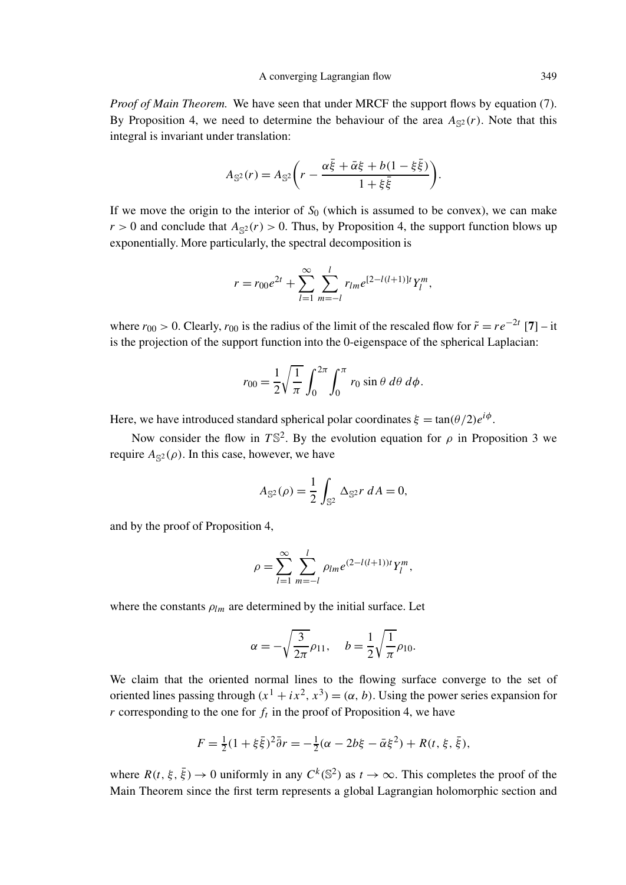*Proof of Main Theorem.* We have seen that under MRCF the support flows by equation (7). By Proposition 4, we need to determine the behaviour of the area $A_{\mathbb{S}^2}(r)$. Note that this integral is invariant under translation:

$$A_{\mathbb{S}^2}(r) = A_{\mathbb{S}^2}\left(r - \frac{\alpha\bar{\xi} + \bar{\alpha}\xi + b(1-\xi\bar{\xi})}{1+\xi\bar{\xi}}\right).$$

If we move the origin to the interior of $S_0$ (which is assumed to be convex), we can make $r > 0$ and conclude that $A_{\mathbb{S}^2}(r) > 0$. Thus, by Proposition 4, the support function blows up exponentially. More particularly, the spectral decomposition is

$$r = r_{00}e^{2t} + \sum_{l=1}^{\infty}\sum_{m=-l}^{l} r_{lm}e^{[2-l(l+1)]t}Y_l^m,$$

where $r_{00} > 0$. Clearly, $r_{00}$ is the radius of the limit of the rescaled flow for $\tilde{r} = re^{-2t}$ [**7**] – it is the projection of the support function into the 0-eigenspace of the spherical Laplacian:

$$r_{00} = \frac{1}{2}\sqrt{\frac{1}{\pi}}\int_0^{2\pi}\int_0^{\pi} r_0 \sin\theta \, d\theta \, d\phi.$$

Here, we have introduced standard spherical polar coordinates $\xi = \tan(\theta/2)e^{i\phi}$.

Now consider the flow in $T\mathbb{S}^2$. By the evolution equation for $\rho$ in Proposition 3 we require $A_{\mathbb{S}^2}(\rho)$. In this case, however, we have

$$A_{\mathbb{S}^2}(\rho) = \frac{1}{2}\int_{\mathbb{S}^2} \Delta_{\mathbb{S}^2} r \, dA = 0,$$

and by the proof of Proposition 4,

$$\rho = \sum_{l=1}^{\infty}\sum_{m=-l}^{l} \rho_{lm}e^{(2-l(l+1))t}Y_l^m,$$

where the constants $\rho_{lm}$ are determined by the initial surface. Let

$$\alpha = -\sqrt{\frac{3}{2\pi}}\rho_{11}, \quad b = \frac{1}{2}\sqrt{\frac{1}{\pi}}\rho_{10}.$$

We claim that the oriented normal lines to the flowing surface converge to the set of oriented lines passing through $(x^1 + ix^2, x^3) = (\alpha, b)$. Using the power series expansion for $r$ corresponding to the one for $f_t$ in the proof of Proposition 4, we have

$$F = \tfrac{1}{2}(1+\xi\bar{\xi})^2\bar{\partial}r = -\tfrac{1}{2}(\alpha - 2b\xi - \bar{\alpha}\xi^2) + R(t, \xi, \bar{\xi}),$$

where $R(t, \xi, \bar{\xi}) \to 0$ uniformly in any $C^k(\mathbb{S}^2)$ as $t \to \infty$. This completes the proof of the Main Theorem since the first term represents a global Lagrangian holomorphic section and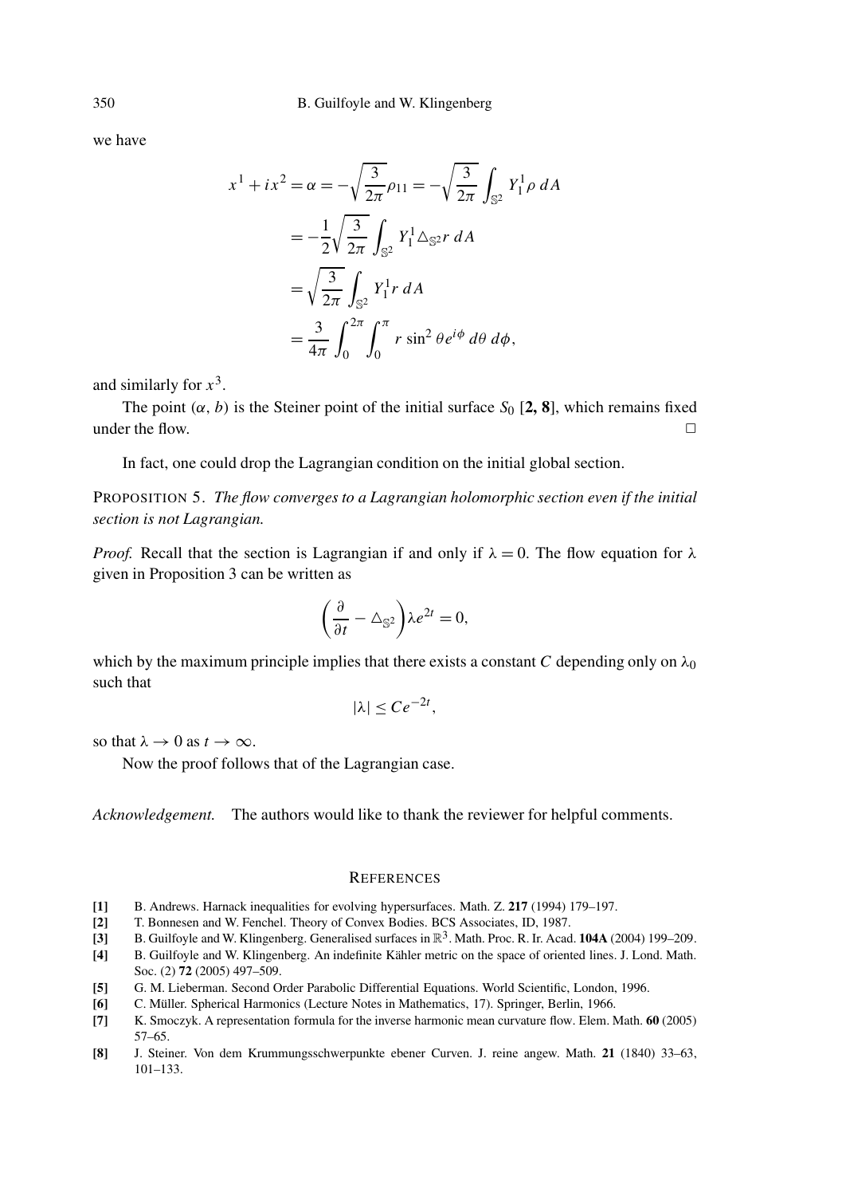we have

$$
\begin{aligned}
x^1 + ix^2 = \alpha &= -\sqrt{\frac{3}{2\pi}}\rho_{11} = -\sqrt{\frac{3}{2\pi}} \int_{\mathbb{S}^2} Y_1^1 \rho \, dA \\
&= -\frac{1}{2}\sqrt{\frac{3}{2\pi}} \int_{\mathbb{S}^2} Y_1^1 \triangle_{\mathbb{S}^2} r \, dA \\
&= \sqrt{\frac{3}{2\pi}} \int_{\mathbb{S}^2} Y_1^1 r \, dA \\
&= \frac{3}{4\pi} \int_0^{2\pi} \int_0^{\pi} r \sin^2 \theta e^{i\phi} \, d\theta \, d\phi,
\end{aligned}
$$

and similarly for $x^3$.

The point $(\alpha, b)$ is the Steiner point of the initial surface $S_0$ [**2, 8**], which remains fixed under the flow. □

In fact, one could drop the Lagrangian condition on the initial global section.

PROPOSITION 5. *The flow converges to a Lagrangian holomorphic section even if the initial section is not Lagrangian.*

*Proof.* Recall that the section is Lagrangian if and only if $\lambda = 0$. The flow equation for $\lambda$ given in Proposition 3 can be written as

$$
\left( \frac{\partial}{\partial t} - \triangle_{\mathbb{S}^2} \right) \lambda e^{2t} = 0,
$$

which by the maximum principle implies that there exists a constant $C$ depending only on $\lambda_0$ such that

$$
|\lambda| \leq C e^{-2t},
$$

so that $\lambda \to 0$ as $t \to \infty$.

Now the proof follows that of the Lagrangian case.

*Acknowledgement.* The authors would like to thank the reviewer for helpful comments.

## REFERENCES

[**1**] B. Andrews. Harnack inequalities for evolving hypersurfaces. Math. Z. **217** (1994) 179–197.

[**2**] T. Bonnesen and W. Fenchel. Theory of Convex Bodies. BCS Associates, ID, 1987.

[**3**] B. Guilfoyle and W. Klingenberg. Generalised surfaces in $\mathbb{R}^3$. Math. Proc. R. Ir. Acad. **104A** (2004) 199–209.

[**4**] B. Guilfoyle and W. Klingenberg. An indefinite Kähler metric on the space of oriented lines. J. Lond. Math. Soc. (2) **72** (2005) 497–509.

[**5**] G. M. Lieberman. Second Order Parabolic Differential Equations. World Scientific, London, 1996.

[**6**] C. Müller. Spherical Harmonics (Lecture Notes in Mathematics, 17). Springer, Berlin, 1966.

[**7**] K. Smoczyk. A representation formula for the inverse harmonic mean curvature flow. Elem. Math. **60** (2005) 57–65.

[**8**] J. Steiner. Von dem Krummungsschwerpunkte ebener Curven. J. reine angew. Math. **21** (1840) 33–63, 101–133.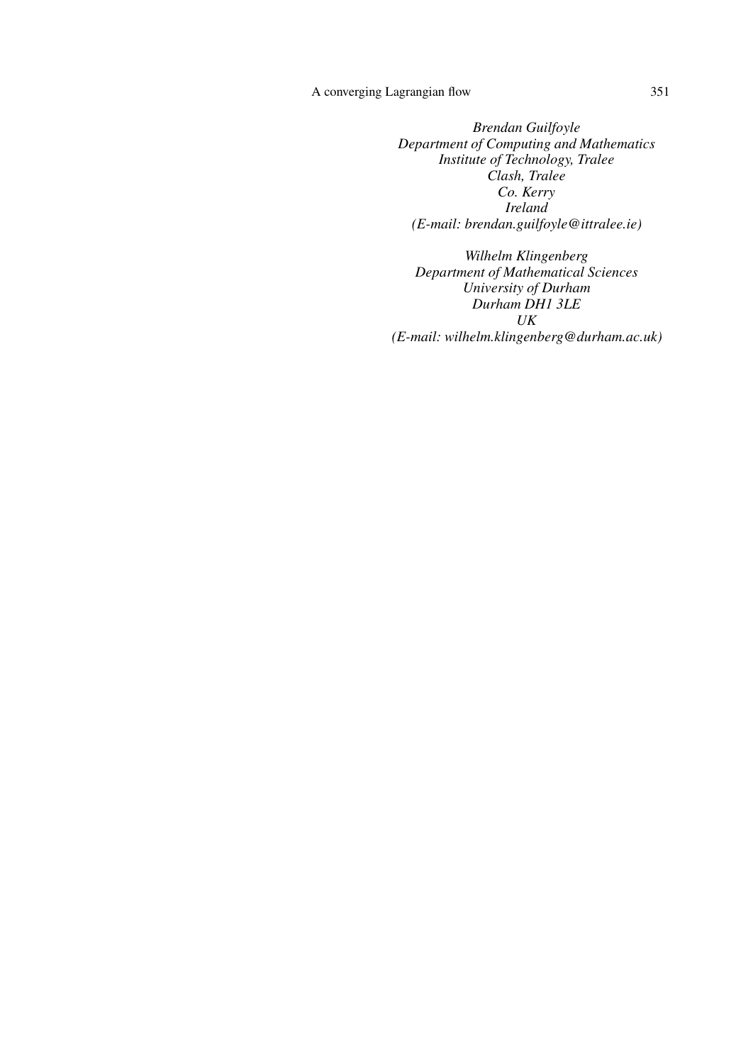*Brendan Guilfoyle*
*Department of Computing and Mathematics*
*Institute of Technology, Tralee*
*Clash, Tralee*
*Co. Kerry*
*Ireland*
*(E-mail: brendan.guilfoyle@ittralee.ie)*

*Wilhelm Klingenberg*
*Department of Mathematical Sciences*
*University of Durham*
*Durham DH1 3LE*
*UK*
*(E-mail: wilhelm.klingenberg@durham.ac.uk)*